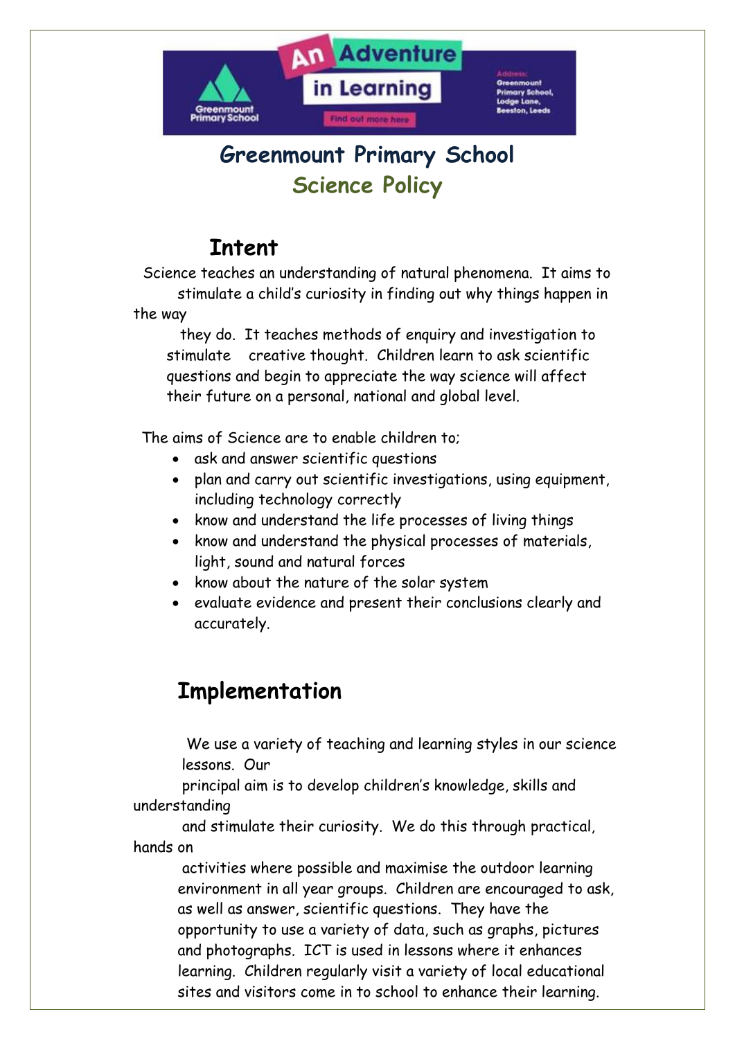# Greenmount Primary School

## Science Policy

### Intent

Science teaches an understanding of natural phenomena. It aims to stimulate a child's curiosity in finding out why things happen in the way they do. It teaches methods of enquiry and investigation to stimulate creative thought. Children learn to ask scientific questions and begin to appreciate the way science will affect their future on a personal, national and global level.

The aims of Science are to enable children to;

- ask and answer scientific questions
- plan and carry out scientific investigations, using equipment, including technology correctly
- know and understand the life processes of living things
- know and understand the physical processes of materials, light, sound and natural forces
- know about the nature of the solar system
- evaluate evidence and present their conclusions clearly and accurately.

### Implementation

We use a variety of teaching and learning styles in our science lessons. Our principal aim is to develop children's knowledge, skills and understanding and stimulate their curiosity. We do this through practical, hands on activities where possible and maximise the outdoor learning environment in all year groups. Children are encouraged to ask, as well as answer, scientific questions. They have the opportunity to use a variety of data, such as graphs, pictures and photographs. ICT is used in lessons where it enhances learning. Children regularly visit a variety of local educational sites and visitors come in to school to enhance their learning.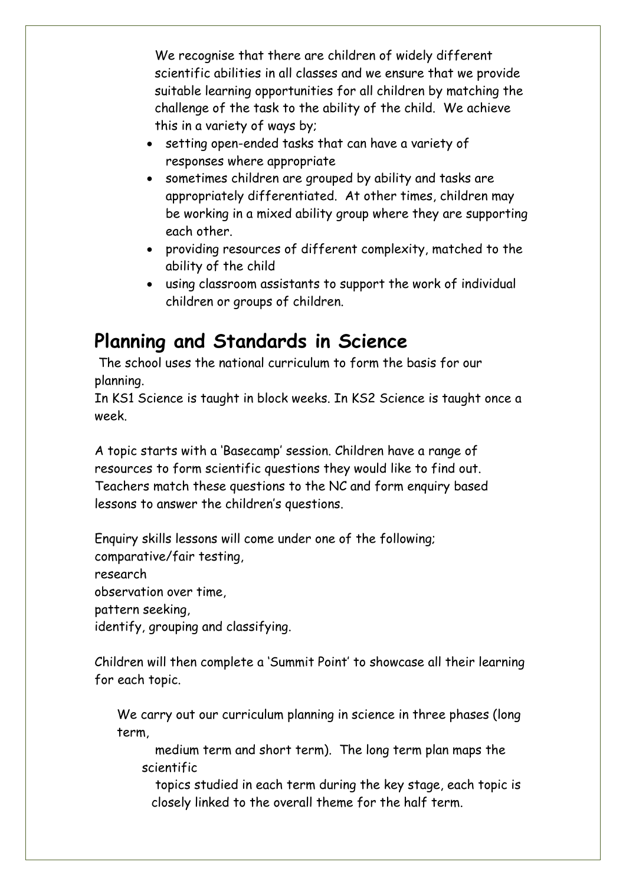We recognise that there are children of widely different scientific abilities in all classes and we ensure that we provide suitable learning opportunities for all children by matching the challenge of the task to the ability of the child. We achieve this in a variety of ways by;

- setting open-ended tasks that can have a variety of responses where appropriate
- sometimes children are grouped by ability and tasks are appropriately differentiated. At other times, children may be working in a mixed ability group where they are supporting each other.
- providing resources of different complexity, matched to the ability of the child
- using classroom assistants to support the work of individual children or groups of children.

## Planning and Standards in Science

The school uses the national curriculum to form the basis for our planning.
In KS1 Science is taught in block weeks. In KS2 Science is taught once a week.

A topic starts with a 'Basecamp' session. Children have a range of resources to form scientific questions they would like to find out. Teachers match these questions to the NC and form enquiry based lessons to answer the children's questions.

Enquiry skills lessons will come under one of the following;
comparative/fair testing,
research
observation over time,
pattern seeking,
identify, grouping and classifying.

Children will then complete a 'Summit Point' to showcase all their learning for each topic.

We carry out our curriculum planning in science in three phases (long term, medium term and short term). The long term plan maps the scientific topics studied in each term during the key stage, each topic is closely linked to the overall theme for the half term.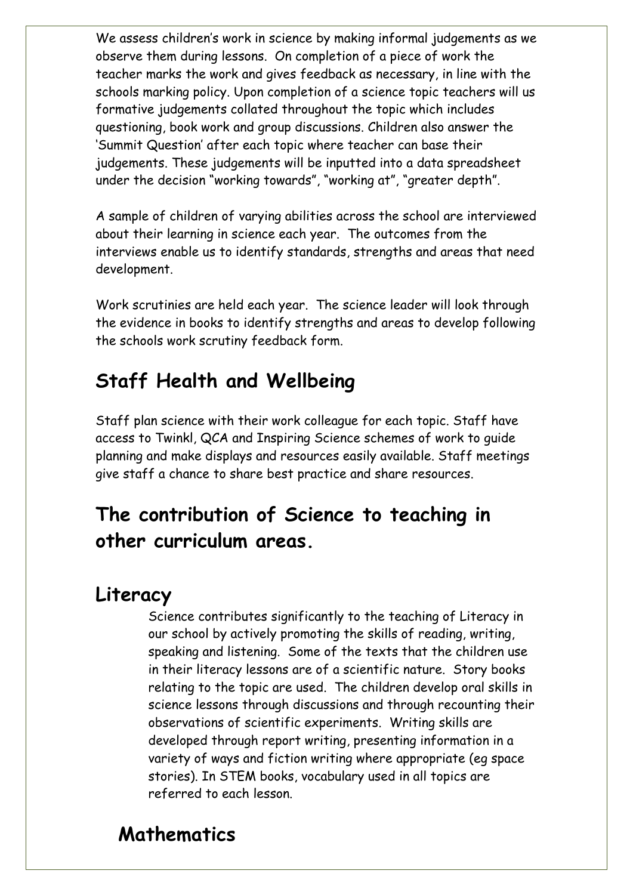We assess children's work in science by making informal judgements as we observe them during lessons. On completion of a piece of work the teacher marks the work and gives feedback as necessary, in line with the schools marking policy. Upon completion of a science topic teachers will us formative judgements collated throughout the topic which includes questioning, book work and group discussions. Children also answer the 'Summit Question' after each topic where teacher can base their judgements. These judgements will be inputted into a data spreadsheet under the decision "working towards", "working at", "greater depth".

A sample of children of varying abilities across the school are interviewed about their learning in science each year. The outcomes from the interviews enable us to identify standards, strengths and areas that need development.

Work scrutinies are held each year. The science leader will look through the evidence in books to identify strengths and areas to develop following the schools work scrutiny feedback form.

## Staff Health and Wellbeing

Staff plan science with their work colleague for each topic. Staff have access to Twinkl, QCA and Inspiring Science schemes of work to guide planning and make displays and resources easily available. Staff meetings give staff a chance to share best practice and share resources.

## The contribution of Science to teaching in other curriculum areas.

### Literacy

Science contributes significantly to the teaching of Literacy in our school by actively promoting the skills of reading, writing, speaking and listening. Some of the texts that the children use in their literacy lessons are of a scientific nature. Story books relating to the topic are used. The children develop oral skills in science lessons through discussions and through recounting their observations of scientific experiments. Writing skills are developed through report writing, presenting information in a variety of ways and fiction writing where appropriate (eg space stories). In STEM books, vocabulary used in all topics are referred to each lesson.

### Mathematics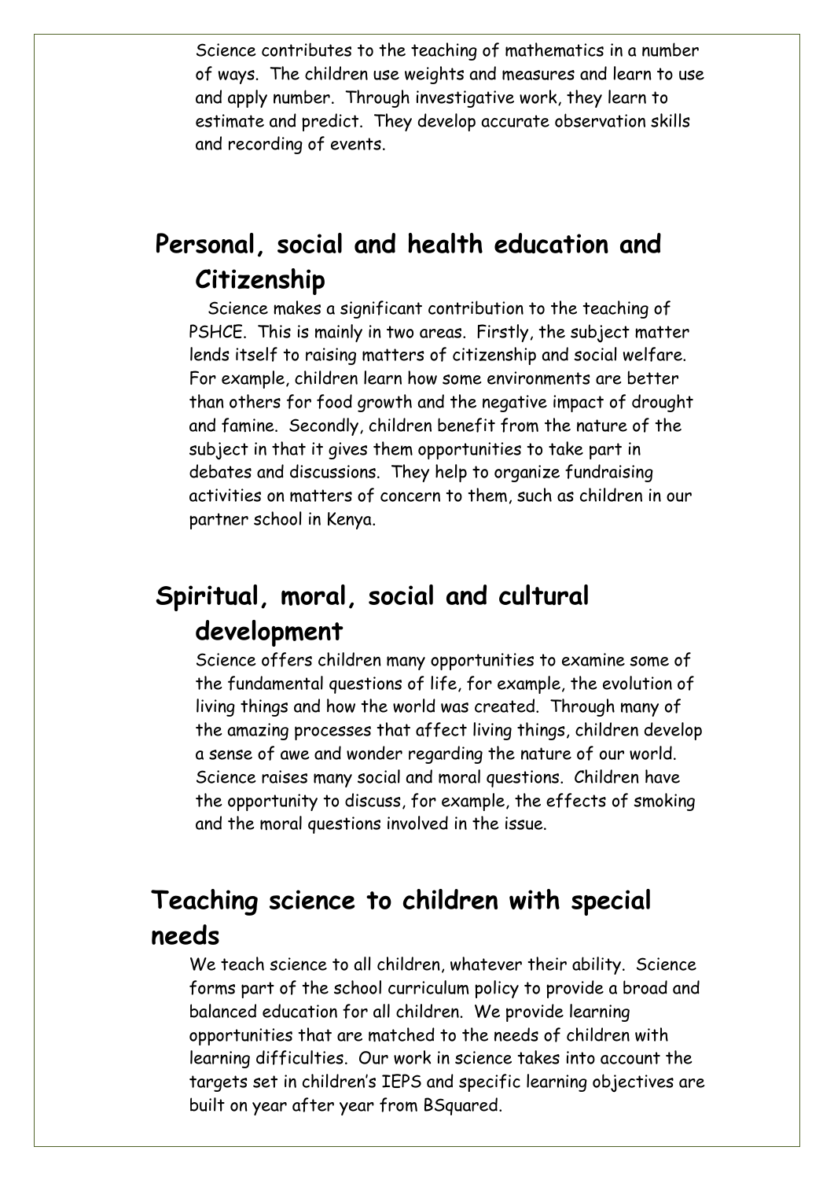Science contributes to the teaching of mathematics in a number of ways. The children use weights and measures and learn to use and apply number. Through investigative work, they learn to estimate and predict. They develop accurate observation skills and recording of events.

## Personal, social and health education and Citizenship

Science makes a significant contribution to the teaching of PSHCE. This is mainly in two areas. Firstly, the subject matter lends itself to raising matters of citizenship and social welfare. For example, children learn how some environments are better than others for food growth and the negative impact of drought and famine. Secondly, children benefit from the nature of the subject in that it gives them opportunities to take part in debates and discussions. They help to organize fundraising activities on matters of concern to them, such as children in our partner school in Kenya.

## Spiritual, moral, social and cultural development

Science offers children many opportunities to examine some of the fundamental questions of life, for example, the evolution of living things and how the world was created. Through many of the amazing processes that affect living things, children develop a sense of awe and wonder regarding the nature of our world. Science raises many social and moral questions. Children have the opportunity to discuss, for example, the effects of smoking and the moral questions involved in the issue.

## Teaching science to children with special needs

We teach science to all children, whatever their ability. Science forms part of the school curriculum policy to provide a broad and balanced education for all children. We provide learning opportunities that are matched to the needs of children with learning difficulties. Our work in science takes into account the targets set in children's IEPS and specific learning objectives are built on year after year from BSquared.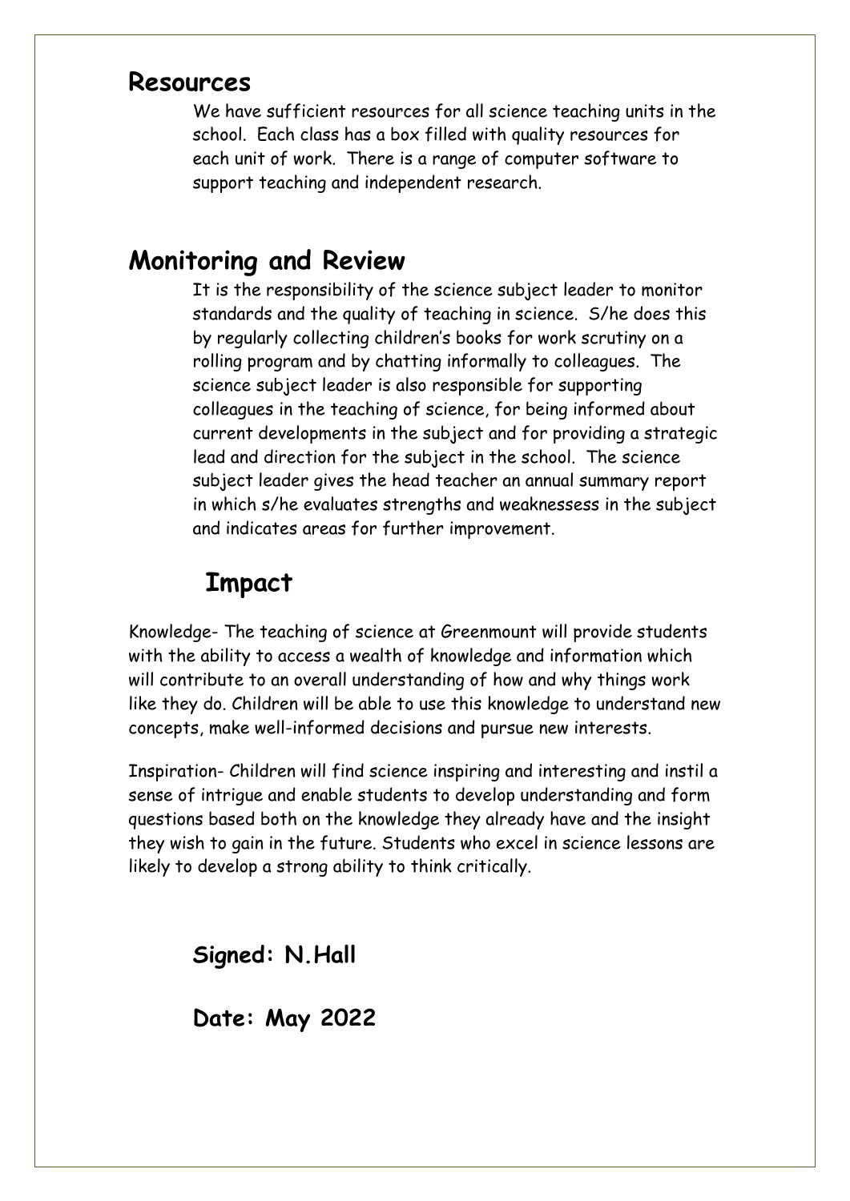## Resources

We have sufficient resources for all science teaching units in the school. Each class has a box filled with quality resources for each unit of work. There is a range of computer software to support teaching and independent research.

## Monitoring and Review

It is the responsibility of the science subject leader to monitor standards and the quality of teaching in science. S/he does this by regularly collecting children's books for work scrutiny on a rolling program and by chatting informally to colleagues. The science subject leader is also responsible for supporting colleagues in the teaching of science, for being informed about current developments in the subject and for providing a strategic lead and direction for the subject in the school. The science subject leader gives the head teacher an annual summary report in which s/he evaluates strengths and weaknessess in the subject and indicates areas for further improvement.

## Impact

Knowledge- The teaching of science at Greenmount will provide students with the ability to access a wealth of knowledge and information which will contribute to an overall understanding of how and why things work like they do. Children will be able to use this knowledge to understand new concepts, make well-informed decisions and pursue new interests.

Inspiration- Children will find science inspiring and interesting and instil a sense of intrigue and enable students to develop understanding and form questions based both on the knowledge they already have and the insight they wish to gain in the future. Students who excel in science lessons are likely to develop a strong ability to think critically.

**Signed: N.Hall**

**Date: May 2022**